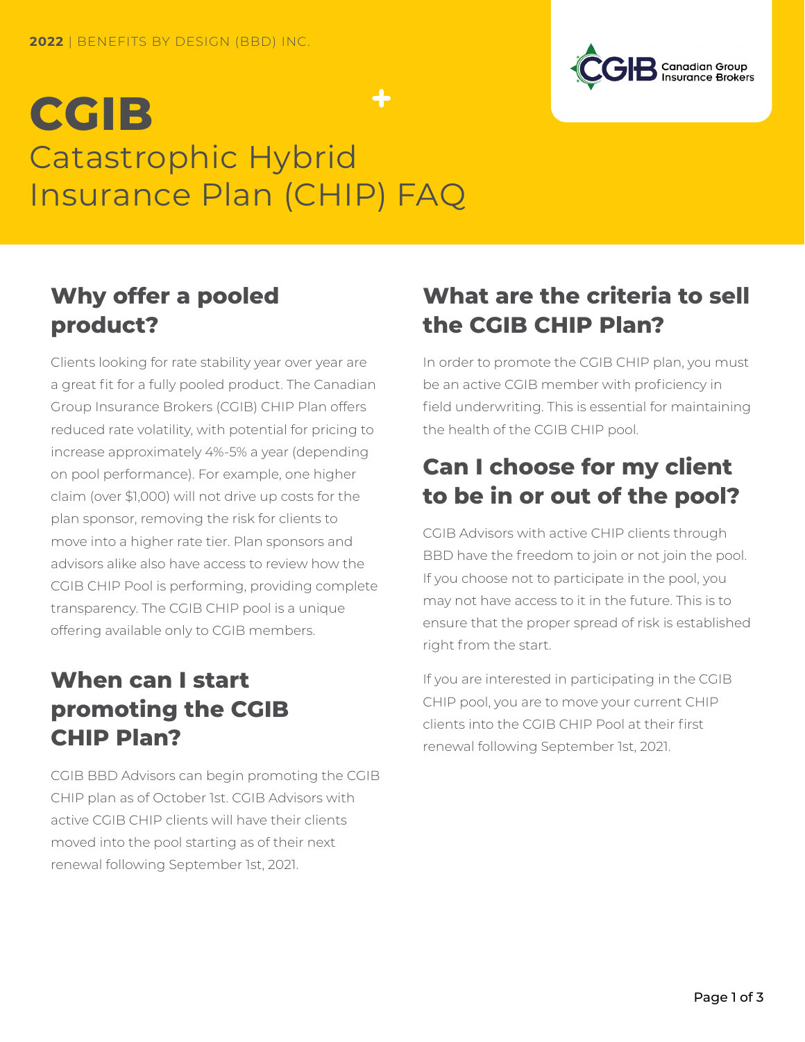**2022** | BENEFITS BY DESIGN (BBD) INC.

# CGIB
# Catastrophic Hybrid Insurance Plan (CHIP) FAQ

## Why offer a pooled product?

Clients looking for rate stability year over year are a great fit for a fully pooled product. The Canadian Group Insurance Brokers (CGIB) CHIP Plan offers reduced rate volatility, with potential for pricing to increase approximately 4%-5% a year (depending on pool performance). For example, one higher claim (over $1,000) will not drive up costs for the plan sponsor, removing the risk for clients to move into a higher rate tier. Plan sponsors and advisors alike also have access to review how the CGIB CHIP Pool is performing, providing complete transparency. The CGIB CHIP pool is a unique offering available only to CGIB members.

## When can I start promoting the CGIB CHIP Plan?

CGIB BBD Advisors can begin promoting the CGIB CHIP plan as of October 1st. CGIB Advisors with active CGIB CHIP clients will have their clients moved into the pool starting as of their next renewal following September 1st, 2021.

## What are the criteria to sell the CGIB CHIP Plan?

In order to promote the CGIB CHIP plan, you must be an active CGIB member with proficiency in field underwriting. This is essential for maintaining the health of the CGIB CHIP pool.

## Can I choose for my client to be in or out of the pool?

CGIB Advisors with active CHIP clients through BBD have the freedom to join or not join the pool. If you choose not to participate in the pool, you may not have access to it in the future. This is to ensure that the proper spread of risk is established right from the start.

If you are interested in participating in the CGIB CHIP pool, you are to move your current CHIP clients into the CGIB CHIP Pool at their first renewal following September 1st, 2021.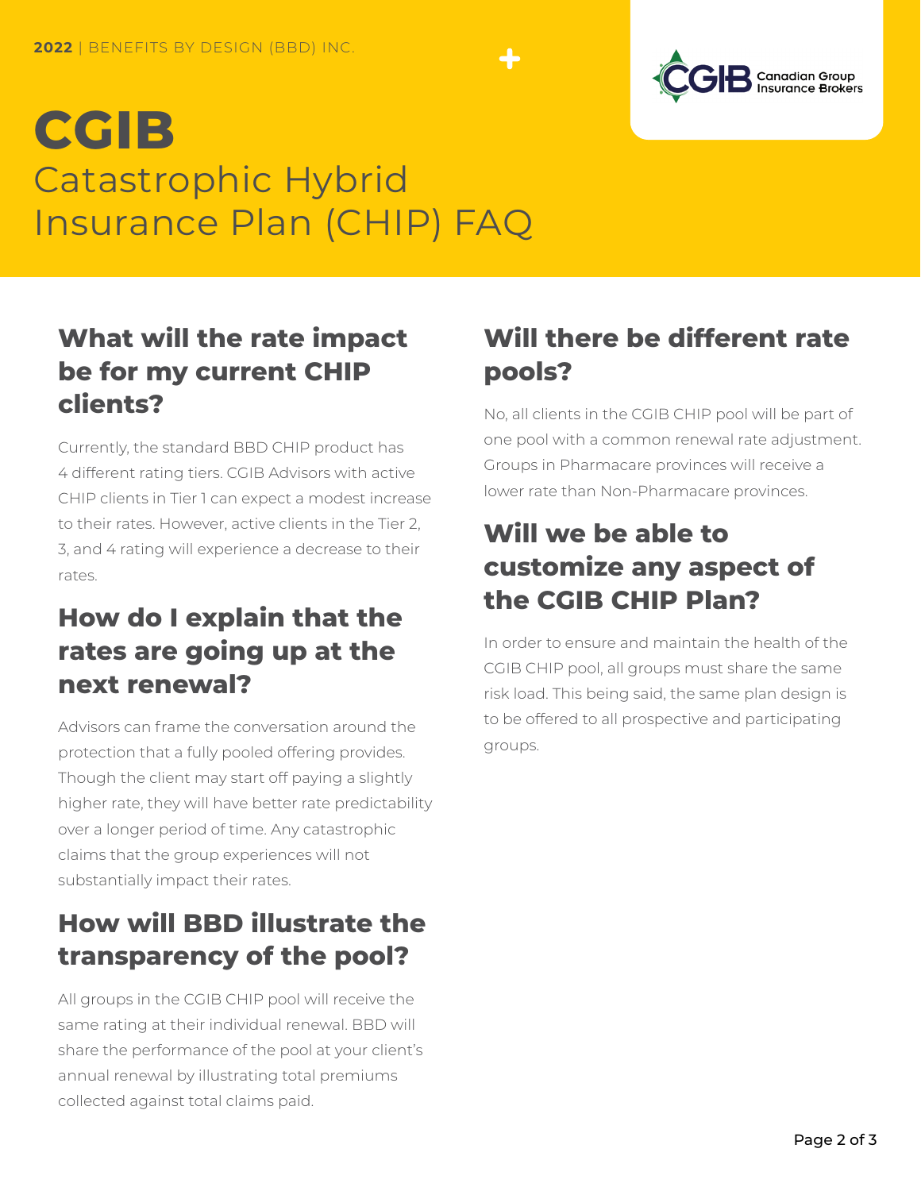2022 | BENEFITS BY DESIGN (BBD) INC.

# CGIB

Catastrophic Hybrid Insurance Plan (CHIP) FAQ

## What will the rate impact be for my current CHIP clients?

Currently, the standard BBD CHIP product has 4 different rating tiers. CGIB Advisors with active CHIP clients in Tier 1 can expect a modest increase to their rates. However, active clients in the Tier 2, 3, and 4 rating will experience a decrease to their rates.

## How do I explain that the rates are going up at the next renewal?

Advisors can frame the conversation around the protection that a fully pooled offering provides. Though the client may start off paying a slightly higher rate, they will have better rate predictability over a longer period of time. Any catastrophic claims that the group experiences will not substantially impact their rates.

## How will BBD illustrate the transparency of the pool?

All groups in the CGIB CHIP pool will receive the same rating at their individual renewal. BBD will share the performance of the pool at your client's annual renewal by illustrating total premiums collected against total claims paid.

## Will there be different rate pools?

No, all clients in the CGIB CHIP pool will be part of one pool with a common renewal rate adjustment. Groups in Pharmacare provinces will receive a lower rate than Non-Pharmacare provinces.

## Will we be able to customize any aspect of the CGIB CHIP Plan?

In order to ensure and maintain the health of the CGIB CHIP pool, all groups must share the same risk load. This being said, the same plan design is to be offered to all prospective and participating groups.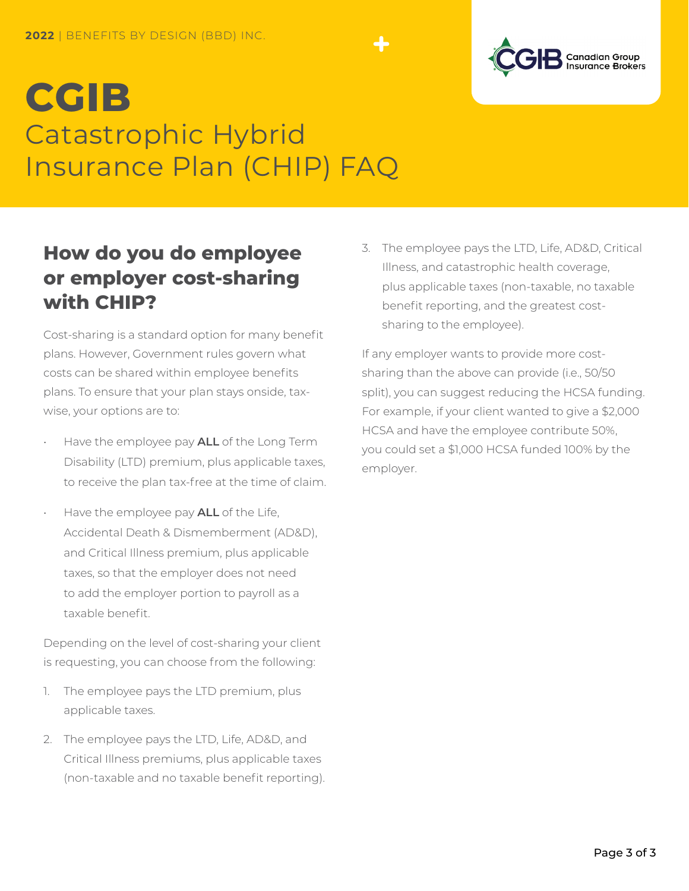2022 | BENEFITS BY DESIGN (BBD) INC.

# CGIB
Catastrophic Hybrid Insurance Plan (CHIP) FAQ

## How do you do employee or employer cost-sharing with CHIP?

Cost-sharing is a standard option for many benefit plans. However, Government rules govern what costs can be shared within employee benefits plans. To ensure that your plan stays onside, tax-wise, your options are to:

- Have the employee pay **ALL** of the Long Term Disability (LTD) premium, plus applicable taxes, to receive the plan tax-free at the time of claim.
- Have the employee pay **ALL** of the Life, Accidental Death & Dismemberment (AD&D), and Critical Illness premium, plus applicable taxes, so that the employer does not need to add the employer portion to payroll as a taxable benefit.

Depending on the level of cost-sharing your client is requesting, you can choose from the following:

1. The employee pays the LTD premium, plus applicable taxes.
2. The employee pays the LTD, Life, AD&D, and Critical Illness premiums, plus applicable taxes (non-taxable and no taxable benefit reporting).
3. The employee pays the LTD, Life, AD&D, Critical Illness, and catastrophic health coverage, plus applicable taxes (non-taxable, no taxable benefit reporting, and the greatest cost-sharing to the employee).

If any employer wants to provide more cost-sharing than the above can provide (i.e., 50/50 split), you can suggest reducing the HCSA funding. For example, if your client wanted to give a $2,000 HCSA and have the employee contribute 50%, you could set a $1,000 HCSA funded 100% by the employer.